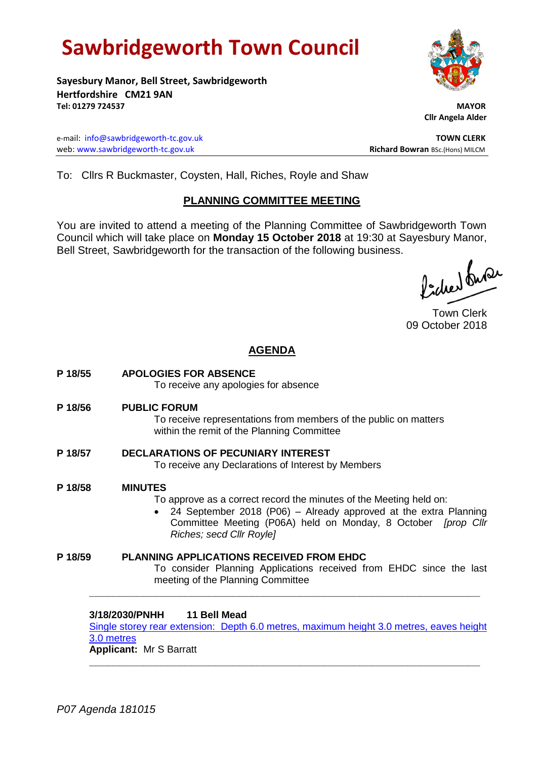# Sawbridgeworth Town Council

**Sayesbury Manor, Bell Street, Sawbridgeworth**
**Hertfordshire CM21 9AN**
**Tel: 01279 724537**

**MAYOR**
**Cllr Angela Alder**

e-mail: info@sawbridgeworth-tc.gov.uk
web: www.sawbridgeworth-tc.gov.uk

**TOWN CLERK**
**Richard Bowran** BSc.(Hons) MILCM

To: Cllrs R Buckmaster, Coysten, Hall, Riches, Royle and Shaw

## PLANNING COMMITTEE MEETING

You are invited to attend a meeting of the Planning Committee of Sawbridgeworth Town Council which will take place on **Monday 15 October 2018** at 19:30 at Sayesbury Manor, Bell Street, Sawbridgeworth for the transaction of the following business.

Town Clerk
09 October 2018

## AGENDA

**P 18/55 APOLOGIES FOR ABSENCE**

To receive any apologies for absence

**P 18/56 PUBLIC FORUM**

To receive representations from members of the public on matters within the remit of the Planning Committee

**P 18/57 DECLARATIONS OF PECUNIARY INTEREST**

To receive any Declarations of Interest by Members

**P 18/58 MINUTES**

To approve as a correct record the minutes of the Meeting held on:

- 24 September 2018 (P06) – Already approved at the extra Planning Committee Meeting (P06A) held on Monday, 8 October *[prop Cllr Riches; secd Cllr Royle]*

**P 18/59 PLANNING APPLICATIONS RECEIVED FROM EHDC**

To consider Planning Applications received from EHDC since the last meeting of the Planning Committee

---

**3/18/2030/PNHH 11 Bell Mead**

Single storey rear extension: Depth 6.0 metres, maximum height 3.0 metres, eaves height 3.0 metres

**Applicant:** Mr S Barratt

---

*P07 Agenda 181015*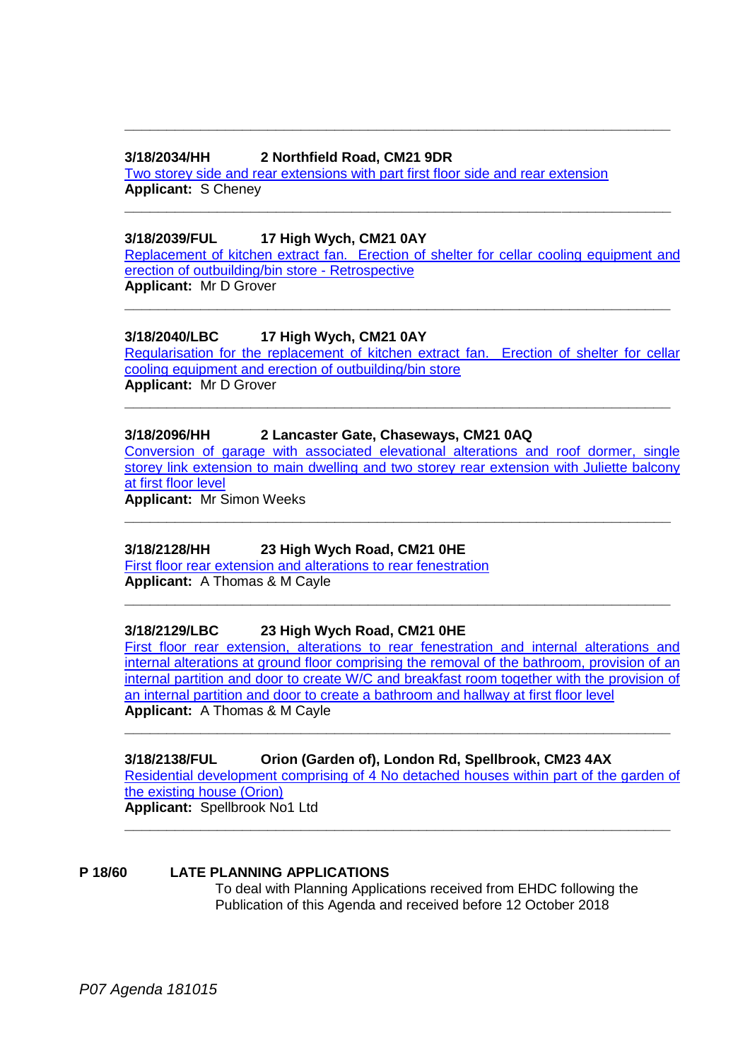---

**3/18/2034/HH 2 Northfield Road, CM21 9DR**

Two storey side and rear extensions with part first floor side and rear extension

**Applicant:** S Cheney

---

**3/18/2039/FUL 17 High Wych, CM21 0AY**

Replacement of kitchen extract fan. Erection of shelter for cellar cooling equipment and erection of outbuilding/bin store - Retrospective

**Applicant:** Mr D Grover

---

**3/18/2040/LBC 17 High Wych, CM21 0AY**

Regularisation for the replacement of kitchen extract fan. Erection of shelter for cellar cooling equipment and erection of outbuilding/bin store

**Applicant:** Mr D Grover

---

**3/18/2096/HH 2 Lancaster Gate, Chaseways, CM21 0AQ**

Conversion of garage with associated elevational alterations and roof dormer, single storey link extension to main dwelling and two storey rear extension with Juliette balcony at first floor level

**Applicant:** Mr Simon Weeks

---

**3/18/2128/HH 23 High Wych Road, CM21 0HE**

First floor rear extension and alterations to rear fenestration

**Applicant:** A Thomas & M Cayle

---

**3/18/2129/LBC 23 High Wych Road, CM21 0HE**

First floor rear extension, alterations to rear fenestration and internal alterations and internal alterations at ground floor comprising the removal of the bathroom, provision of an internal partition and door to create W/C and breakfast room together with the provision of an internal partition and door to create a bathroom and hallway at first floor level

**Applicant:** A Thomas & M Cayle

---

**3/18/2138/FUL Orion (Garden of), London Rd, Spellbrook, CM23 4AX**

Residential development comprising of 4 No detached houses within part of the garden of the existing house (Orion)

**Applicant:** Spellbrook No1 Ltd

---

**P 18/60 LATE PLANNING APPLICATIONS**

To deal with Planning Applications received from EHDC following the Publication of this Agenda and received before 12 October 2018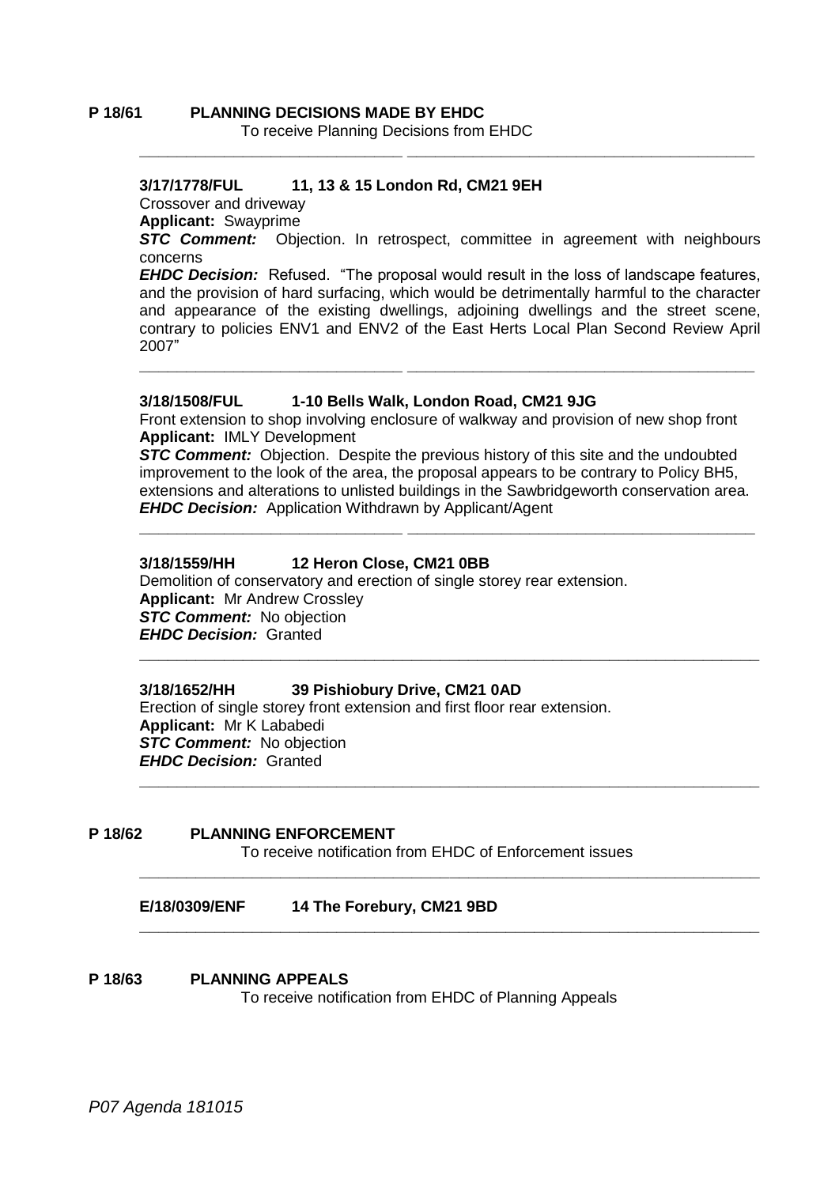## P 18/61 PLANNING DECISIONS MADE BY EHDC

To receive Planning Decisions from EHDC

---

**3/17/1778/FUL 11, 13 & 15 London Rd, CM21 9EH**

Crossover and driveway

**Applicant:** Swayprime

***STC Comment:*** Objection. In retrospect, committee in agreement with neighbours concerns

***EHDC Decision:*** Refused. "The proposal would result in the loss of landscape features, and the provision of hard surfacing, which would be detrimentally harmful to the character and appearance of the existing dwellings, adjoining dwellings and the street scene, contrary to policies ENV1 and ENV2 of the East Herts Local Plan Second Review April 2007"

---

**3/18/1508/FUL 1-10 Bells Walk, London Road, CM21 9JG**

Front extension to shop involving enclosure of walkway and provision of new shop front

**Applicant:** IMLY Development

***STC Comment:*** Objection. Despite the previous history of this site and the undoubted improvement to the look of the area, the proposal appears to be contrary to Policy BH5, extensions and alterations to unlisted buildings in the Sawbridgeworth conservation area.

***EHDC Decision:*** Application Withdrawn by Applicant/Agent

---

**3/18/1559/HH 12 Heron Close, CM21 0BB**

Demolition of conservatory and erection of single storey rear extension.

**Applicant:** Mr Andrew Crossley

***STC Comment:*** No objection

***EHDC Decision:*** Granted

---

**3/18/1652/HH 39 Pishiobury Drive, CM21 0AD**

Erection of single storey front extension and first floor rear extension.

**Applicant:** Mr K Lababedi

***STC Comment:*** No objection

***EHDC Decision:*** Granted

---

## P 18/62 PLANNING ENFORCEMENT

To receive notification from EHDC of Enforcement issues

---

**E/18/0309/ENF 14 The Forebury, CM21 9BD**

---

## P 18/63 PLANNING APPEALS

To receive notification from EHDC of Planning Appeals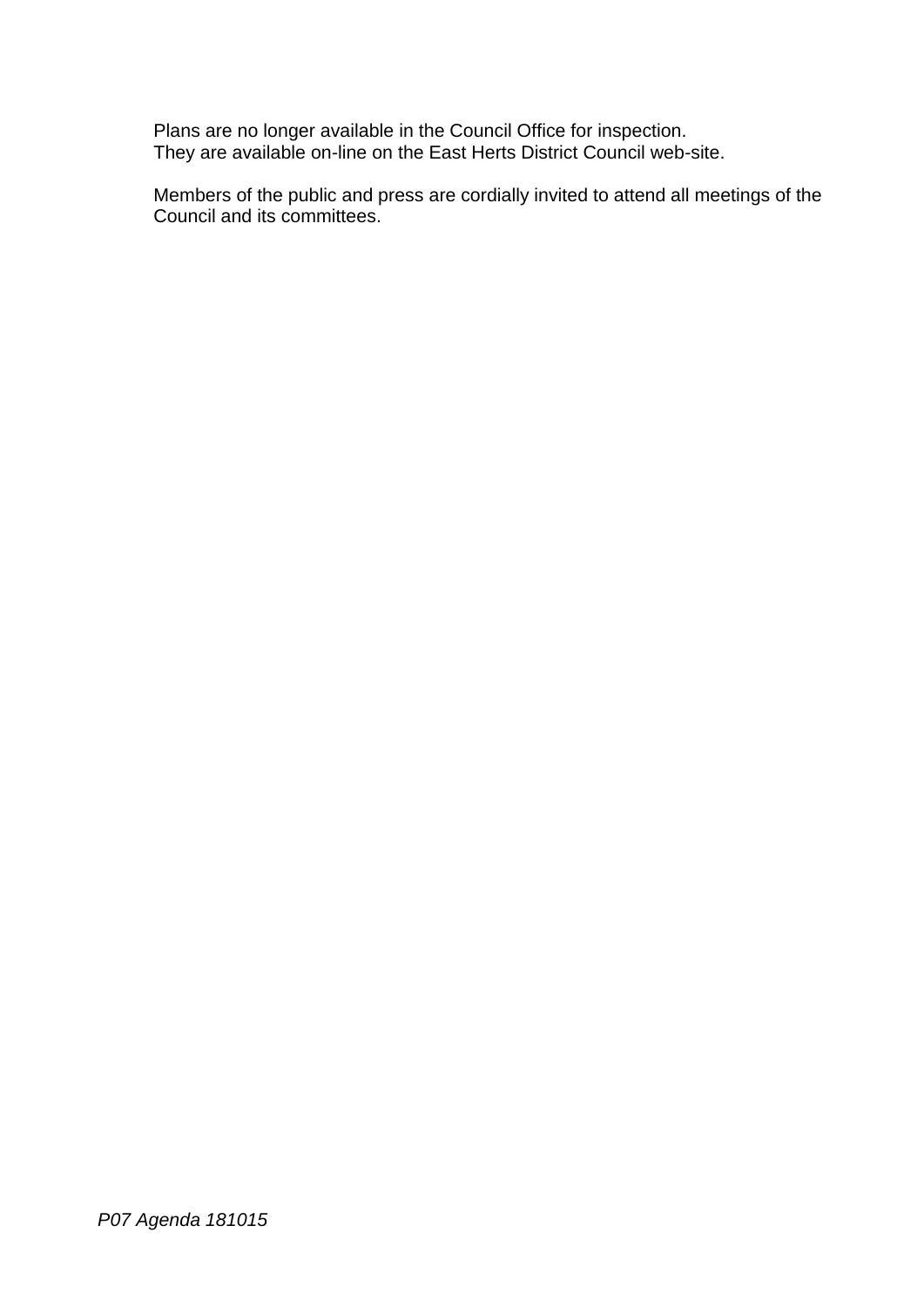Plans are no longer available in the Council Office for inspection.
They are available on-line on the East Herts District Council web-site.

Members of the public and press are cordially invited to attend all meetings of the Council and its committees.

*P07 Agenda 181015*